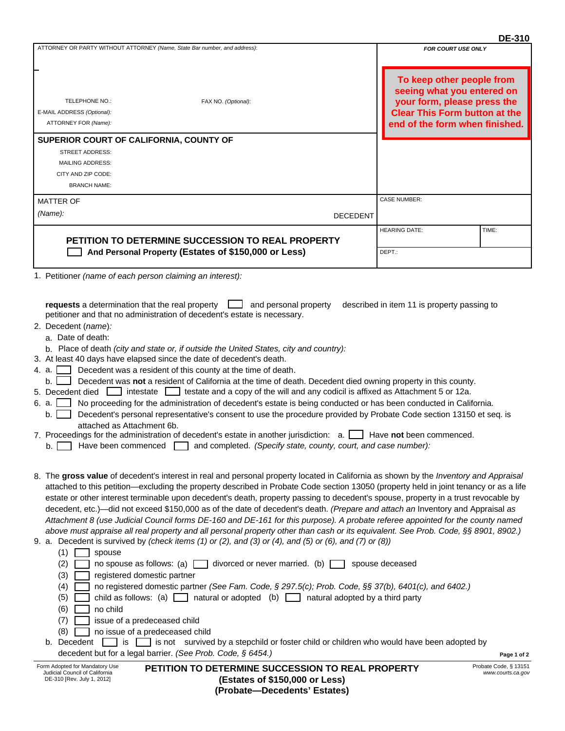DE-310

ATTORNEY OR PARTY WITHOUT ATTORNEY *(Name, State Bar number, and address)*:

TELEPHONE NO.: FAX NO. *(Optional)*:

E-MAIL ADDRESS *(Optional)*:

ATTORNEY FOR *(Name)*:

*FOR COURT USE ONLY*

**To keep other people from seeing what you entered on your form, please press the Clear This Form button at the end of the form when finished.**

**SUPERIOR COURT OF CALIFORNIA, COUNTY OF**

STREET ADDRESS:

MAILING ADDRESS:

CITY AND ZIP CODE:

BRANCH NAME:

MATTER OF

*(Name)*: DECEDENT

CASE NUMBER:

HEARING DATE: TIME:

DEPT.:

## PETITION TO DETERMINE SUCCESSION TO REAL PROPERTY ☐ And Personal Property (Estates of $150,000 or Less)

1. Petitioner *(name of each person claiming an interest)*:

   **requests** a determination that the real property ☐ and personal property described in item 11 is property passing to petitioner and that no administration of decedent's estate is necessary.

2. Decedent (*name*):
   a. Date of death:
   b. Place of death *(city and state or, if outside the United States, city and country)*:
3. At least 40 days have elapsed since the date of decedent's death.
4. a. ☐ Decedent was a resident of this county at the time of death.
   b. ☐ Decedent was **not** a resident of California at the time of death. Decedent died owning property in this county.
5. Decedent died ☐ intestate ☐ testate and a copy of the will and any codicil is affixed as Attachment 5 or 12a.
6. a. ☐ No proceeding for the administration of decedent's estate is being conducted or has been conducted in California.
   b. ☐ Decedent's personal representative's consent to use the procedure provided by Probate Code section 13150 et seq. is attached as Attachment 6b.
7. Proceedings for the administration of decedent's estate in another jurisdiction: a. ☐ Have **not** been commenced.
   b. ☐ Have been commenced ☐ and completed. *(Specify state, county, court, and case number)*:
8. The **gross value** of decedent's interest in real and personal property located in California as shown by the *Inventory and Appraisal* attached to this petition—excluding the property described in Probate Code section 13050 (property held in joint tenancy or as a life estate or other interest terminable upon decedent's death, property passing to decedent's spouse, property in a trust revocable by decedent, etc.)—did not exceed $150,000 as of the date of decedent's death. *(Prepare and attach an* Inventory and Appraisal *as Attachment 8 (use Judicial Council forms DE-160 and DE-161 for this purpose). A probate referee appointed for the county named above must appraise all real property and all personal property other than cash or its equivalent. See Prob. Code, §§ 8901, 8902.)*
9. a. Decedent is survived by *(check items (1) or (2), and (3) or (4), and (5) or (6), and (7) or (8))*
   (1) ☐ spouse
   (2) ☐ no spouse as follows: (a) ☐ divorced or never married. (b) ☐ spouse deceased
   (3) ☐ registered domestic partner
   (4) ☐ no registered domestic partner *(See Fam. Code, § 297.5(c); Prob. Code, §§ 37(b), 6401(c), and 6402.)*
   (5) ☐ child as follows: (a) ☐ natural or adopted (b) ☐ natural adopted by a third party
   (6) ☐ no child
   (7) ☐ issue of a predeceased child
   (8) ☐ no issue of a predeceased child

   b. Decedent ☐ is ☐ is not survived by a stepchild or foster child or children who would have been adopted by decedent but for a legal barrier. *(See Prob. Code, § 6454.)*

Form Adopted for Mandatory Use
Judicial Council of California
DE-310 [Rev. July 1, 2012]

**PETITION TO DETERMINE SUCCESSION TO REAL PROPERTY (Estates of $150,000 or Less) (Probate—Decedents' Estates)**

Probate Code, § 13151
*www.courts.ca.gov*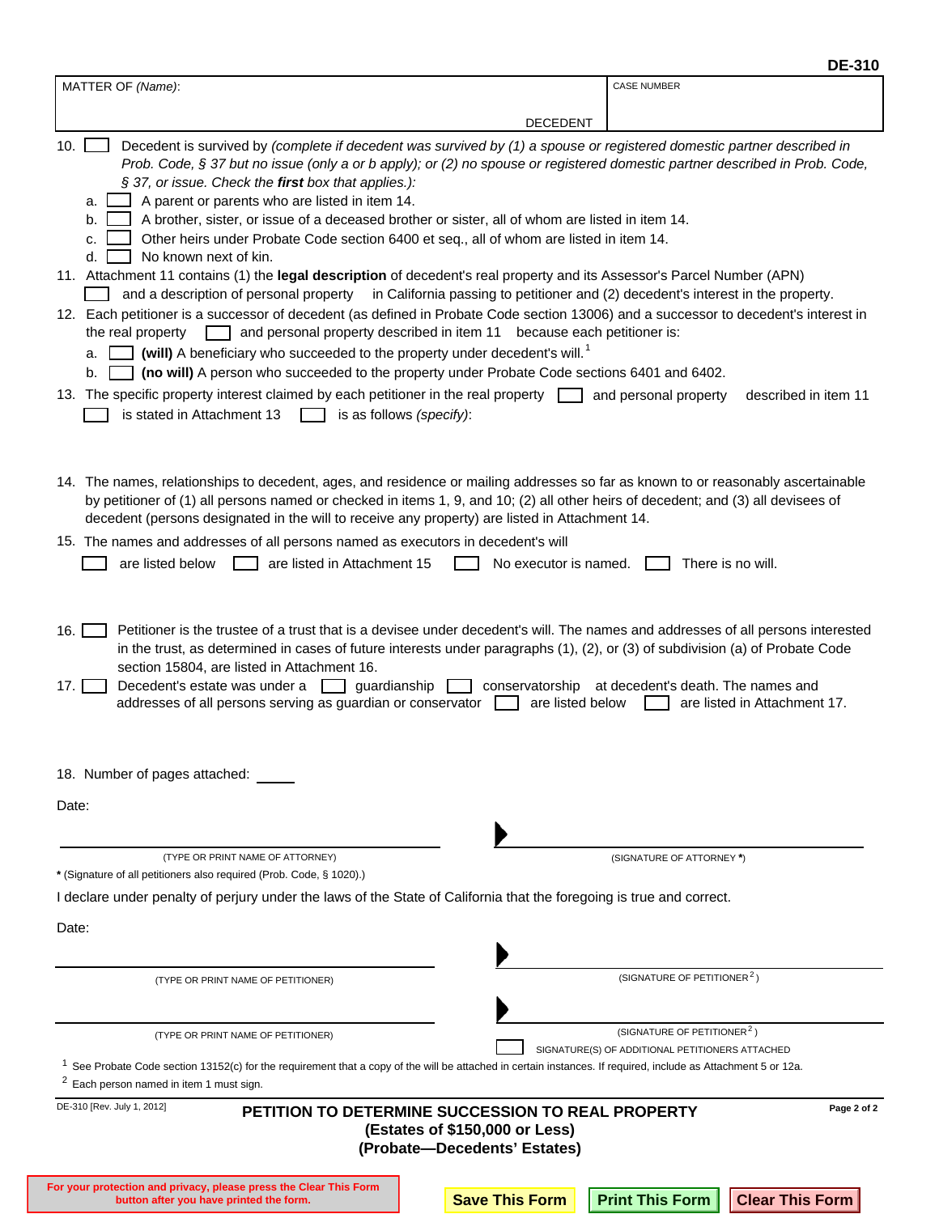MATTER OF *(Name)*: DECEDENT

CASE NUMBER

10. ☐ Decedent is survived by *(complete if decedent was survived by (1) a spouse or registered domestic partner described in Prob. Code, § 37 but no issue (only a or b apply); or (2) no spouse or registered domestic partner described in Prob. Code, § 37, or issue. Check the* ***first*** *box that applies.)*:
    a. ☐ A parent or parents who are listed in item 14.
    b. ☐ A brother, sister, or issue of a deceased brother or sister, all of whom are listed in item 14.
    c. ☐ Other heirs under Probate Code section 6400 et seq., all of whom are listed in item 14.
    d. ☐ No known next of kin.

11. Attachment 11 contains (1) the **legal description** of decedent's real property and its Assessor's Parcel Number (APN) ☐ and a description of personal property in California passing to petitioner and (2) decedent's interest in the property.

12. Each petitioner is a successor of decedent (as defined in Probate Code section 13006) and a successor to decedent's interest in the real property ☐ and personal property described in item 11 because each petitioner is:
    a. ☐ **(will)** A beneficiary who succeeded to the property under decedent's will.[1]
    b. ☐ **(no will)** A person who succeeded to the property under Probate Code sections 6401 and 6402.

13. The specific property interest claimed by each petitioner in the real property ☐ and personal property described in item 11 ☐ is stated in Attachment 13 ☐ is as follows *(specify)*:

14. The names, relationships to decedent, ages, and residence or mailing addresses so far as known to or reasonably ascertainable by petitioner of (1) all persons named or checked in items 1, 9, and 10; (2) all other heirs of decedent; and (3) all devisees of decedent (persons designated in the will to receive any property) are listed in Attachment 14.

15. The names and addresses of all persons named as executors in decedent's will
    ☐ are listed below ☐ are listed in Attachment 15 ☐ No executor is named. ☐ There is no will.

16. ☐ Petitioner is the trustee of a trust that is a devisee under decedent's will. The names and addresses of all persons interested in the trust, as determined in cases of future interests under paragraphs (1), (2), or (3) of subdivision (a) of Probate Code section 15804, are listed in Attachment 16.

17. ☐ Decedent's estate was under a ☐ guardianship ☐ conservatorship at decedent's death. The names and addresses of all persons serving as guardian or conservator ☐ are listed below ☐ are listed in Attachment 17.

18. Number of pages attached: _____

Date:

_______________________________ (TYPE OR PRINT NAME OF ATTORNEY)

▶ _______________________________ (SIGNATURE OF ATTORNEY *)

\* (Signature of all petitioners also required (Prob. Code, § 1020).)

I declare under penalty of perjury under the laws of the State of California that the foregoing is true and correct.

Date:

_______________________________ (TYPE OR PRINT NAME OF PETITIONER)

▶ _______________________________ (SIGNATURE OF PETITIONER[2])

_______________________________ (TYPE OR PRINT NAME OF PETITIONER)

▶ _______________________________ (SIGNATURE OF PETITIONER[2])

☐ SIGNATURE(S) OF ADDITIONAL PETITIONERS ATTACHED

[1] See Probate Code section 13152(c) for the requirement that a copy of the will be attached in certain instances. If required, include as Attachment 5 or 12a.

[2] Each person named in item 1 must sign.

DE-310 [Rev. July 1, 2012]

**PETITION TO DETERMINE SUCCESSION TO REAL PROPERTY**
**(Estates of $150,000 or Less)**
**(Probate—Decedents' Estates)**

For your protection and privacy, please press the Clear This Form button after you have printed the form.

Save This Form | Print This Form | Clear This Form